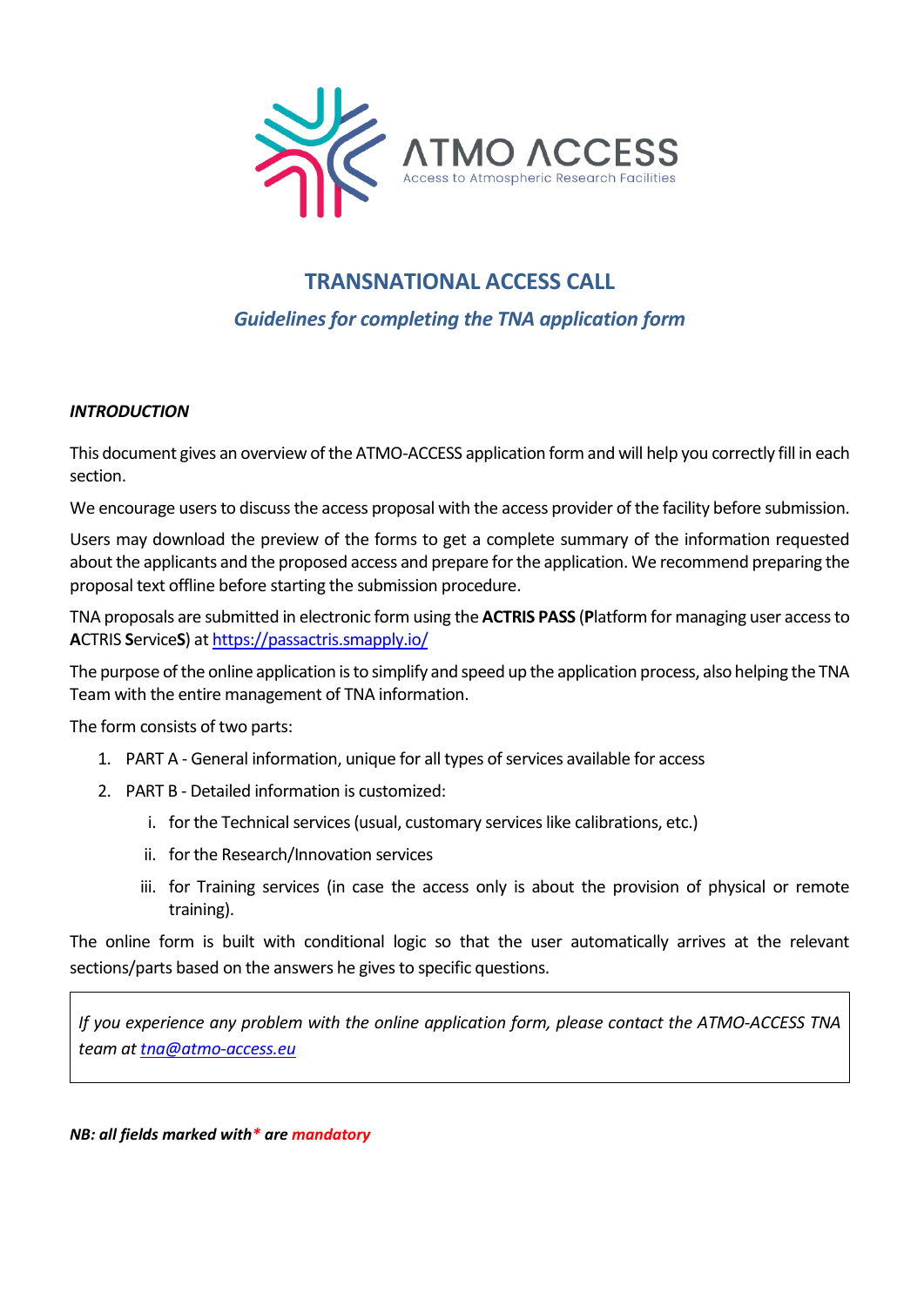ATMO ACCESS
Access to Atmospheric Research Facilities

# TRANSNATIONAL ACCESS CALL

## *Guidelines for completing the TNA application form*

***INTRODUCTION***

This document gives an overview of the ATMO-ACCESS application form and will help you correctly fill in each section.

We encourage users to discuss the access proposal with the access provider of the facility before submission.

Users may download the preview of the forms to get a complete summary of the information requested about the applicants and the proposed access and prepare for the application. We recommend preparing the proposal text offline before starting the submission procedure.

TNA proposals are submitted in electronic form using the **ACTRIS PASS** (**P**latform for managing user access to **A**CTRIS **S**ervice**S**) at https://passactris.smapply.io/

The purpose of the online application is to simplify and speed up the application process, also helping the TNA Team with the entire management of TNA information.

The form consists of two parts:

1. PART A - General information, unique for all types of services available for access
2. PART B - Detailed information is customized:
   i. for the Technical services (usual, customary services like calibrations, etc.)
   ii. for the Research/Innovation services
   iii. for Training services (in case the access only is about the provision of physical or remote training).

The online form is built with conditional logic so that the user automatically arrives at the relevant sections/parts based on the answers he gives to specific questions.

> *If you experience any problem with the online application form, please contact the ATMO-ACCESS TNA team at tna@atmo-access.eu*

***NB: all fields marked with* are mandatory***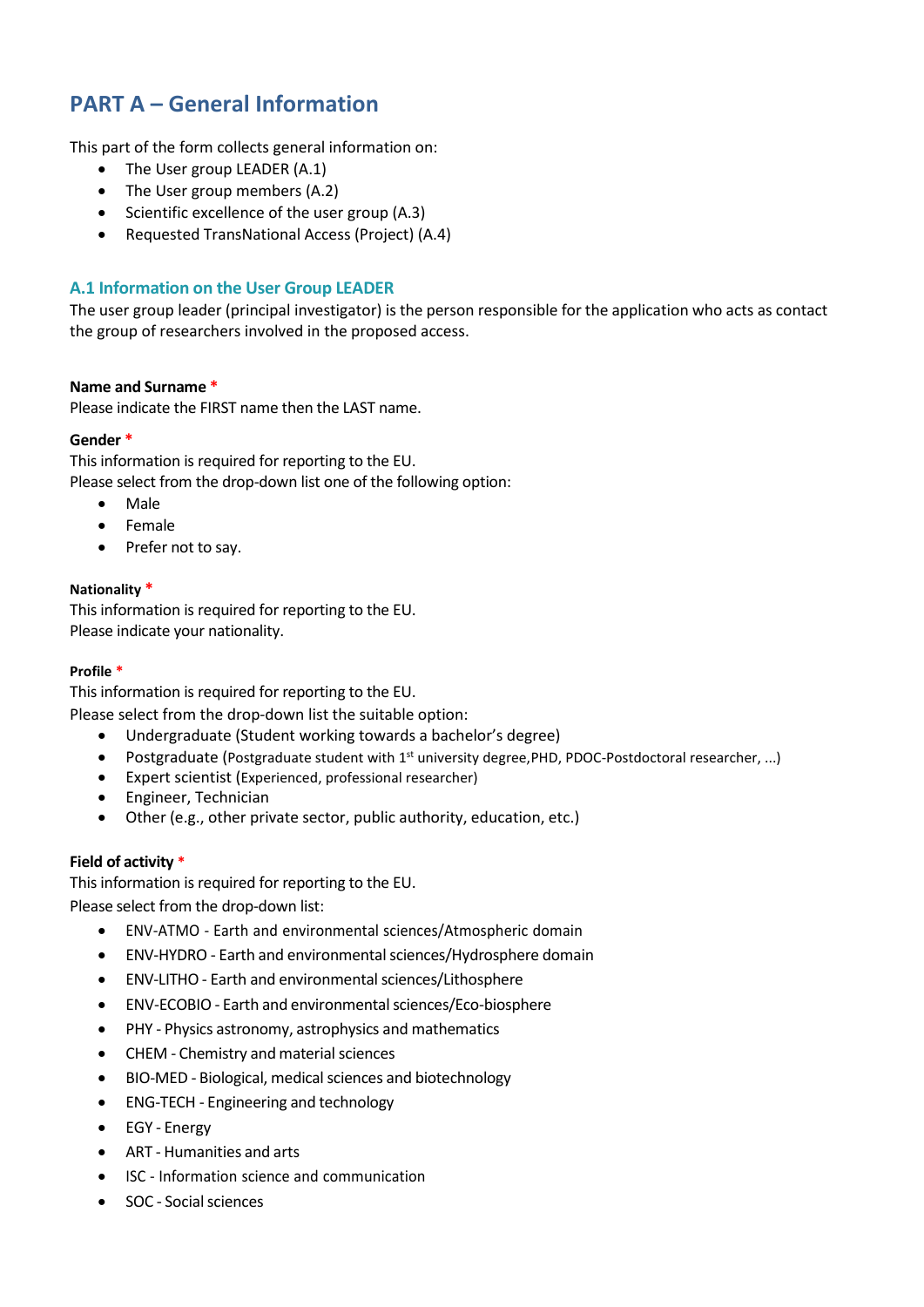# PART A – General Information

This part of the form collects general information on:

- The User group LEADER (A.1)
- The User group members (A.2)
- Scientific excellence of the user group (A.3)
- Requested TransNational Access (Project) (A.4)

## A.1 Information on the User Group LEADER

The user group leader (principal investigator) is the person responsible for the application who acts as contact the group of researchers involved in the proposed access.

**Name and Surname** *

Please indicate the FIRST name then the LAST name.

**Gender** *

This information is required for reporting to the EU.
Please select from the drop-down list one of the following option:

- Male
- Female
- Prefer not to say.

**Nationality** *

This information is required for reporting to the EU.
Please indicate your nationality.

**Profile** *

This information is required for reporting to the EU.
Please select from the drop-down list the suitable option:

- Undergraduate (Student working towards a bachelor's degree)
- Postgraduate (Postgraduate student with 1st university degree,PHD, PDOC-Postdoctoral researcher, ...)
- Expert scientist (Experienced, professional researcher)
- Engineer, Technician
- Other (e.g., other private sector, public authority, education, etc.)

**Field of activity** *

This information is required for reporting to the EU.
Please select from the drop-down list:

- ENV-ATMO - Earth and environmental sciences/Atmospheric domain
- ENV-HYDRO - Earth and environmental sciences/Hydrosphere domain
- ENV-LITHO - Earth and environmental sciences/Lithosphere
- ENV-ECOBIO - Earth and environmental sciences/Eco-biosphere
- PHY - Physics astronomy, astrophysics and mathematics
- CHEM - Chemistry and material sciences
- BIO-MED - Biological, medical sciences and biotechnology
- ENG-TECH - Engineering and technology
- EGY - Energy
- ART - Humanities and arts
- ISC - Information science and communication
- SOC - Social sciences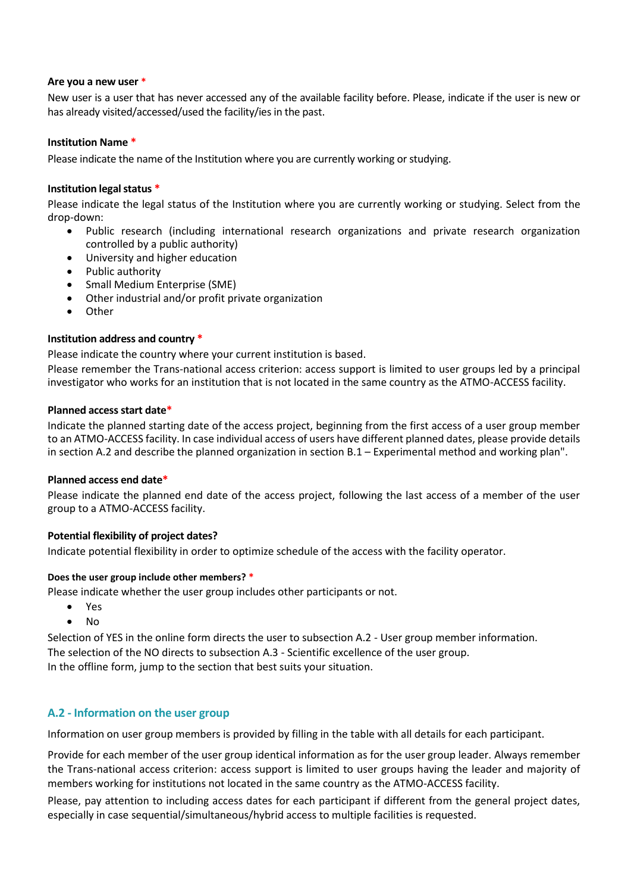**Are you a new user** *

New user is a user that has never accessed any of the available facility before. Please, indicate if the user is new or has already visited/accessed/used the facility/ies in the past.

**Institution Name** *

Please indicate the name of the Institution where you are currently working or studying.

**Institution legal status** *

Please indicate the legal status of the Institution where you are currently working or studying. Select from the drop-down:

- Public research (including international research organizations and private research organization controlled by a public authority)
- University and higher education
- Public authority
- Small Medium Enterprise (SME)
- Other industrial and/or profit private organization
- Other

**Institution address and country** *

Please indicate the country where your current institution is based.

Please remember the Trans-national access criterion: access support is limited to user groups led by a principal investigator who works for an institution that is not located in the same country as the ATMO-ACCESS facility.

**Planned access start date***

Indicate the planned starting date of the access project, beginning from the first access of a user group member to an ATMO-ACCESS facility. In case individual access of users have different planned dates, please provide details in section A.2 and describe the planned organization in section B.1 – Experimental method and working plan".

**Planned access end date***

Please indicate the planned end date of the access project, following the last access of a member of the user group to a ATMO-ACCESS facility.

**Potential flexibility of project dates?**

Indicate potential flexibility in order to optimize schedule of the access with the facility operator.

**Does the user group include other members?** *

Please indicate whether the user group includes other participants or not.

- Yes
- No

Selection of YES in the online form directs the user to subsection A.2 - User group member information.

The selection of the NO directs to subsection A.3 - Scientific excellence of the user group.

In the offline form, jump to the section that best suits your situation.

## A.2 - Information on the user group

Information on user group members is provided by filling in the table with all details for each participant.

Provide for each member of the user group identical information as for the user group leader. Always remember the Trans-national access criterion: access support is limited to user groups having the leader and majority of members working for institutions not located in the same country as the ATMO-ACCESS facility.

Please, pay attention to including access dates for each participant if different from the general project dates, especially in case sequential/simultaneous/hybrid access to multiple facilities is requested.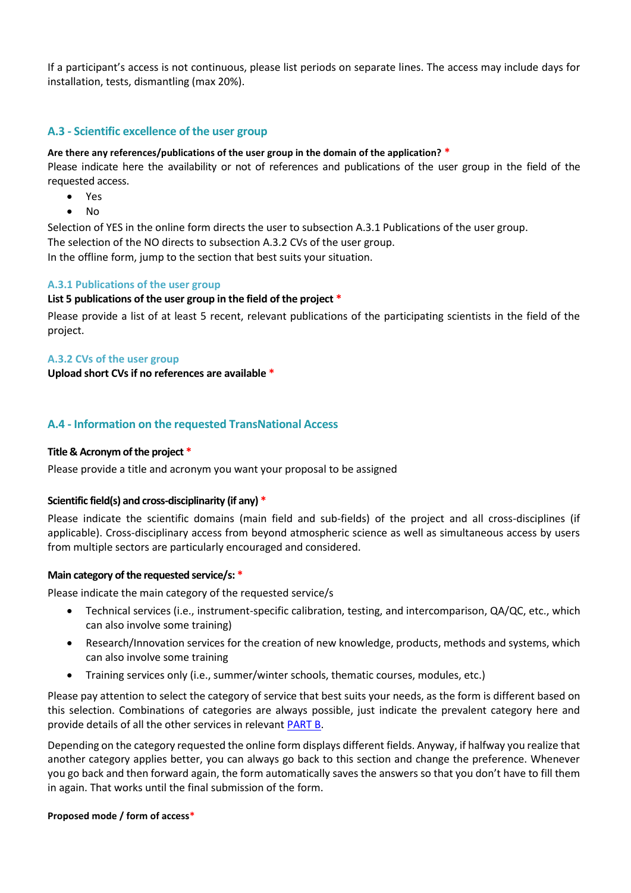If a participant's access is not continuous, please list periods on separate lines. The access may include days for installation, tests, dismantling (max 20%).

## A.3 - Scientific excellence of the user group

**Are there any references/publications of the user group in the domain of the application? ***

Please indicate here the availability or not of references and publications of the user group in the field of the requested access.

- Yes
- No

Selection of YES in the online form directs the user to subsection A.3.1 Publications of the user group.
The selection of the NO directs to subsection A.3.2 CVs of the user group.
In the offline form, jump to the section that best suits your situation.

### A.3.1 Publications of the user group

**List 5 publications of the user group in the field of the project ***

Please provide a list of at least 5 recent, relevant publications of the participating scientists in the field of the project.

### A.3.2 CVs of the user group

**Upload short CVs if no references are available ***

## A.4 - Information on the requested TransNational Access

**Title & Acronym of the project ***

Please provide a title and acronym you want your proposal to be assigned

**Scientific field(s) and cross-disciplinarity (if any) ***

Please indicate the scientific domains (main field and sub-fields) of the project and all cross-disciplines (if applicable). Cross-disciplinary access from beyond atmospheric science as well as simultaneous access by users from multiple sectors are particularly encouraged and considered.

**Main category of the requested service/s: ***

Please indicate the main category of the requested service/s

- Technical services (i.e., instrument-specific calibration, testing, and intercomparison, QA/QC, etc., which can also involve some training)
- Research/Innovation services for the creation of new knowledge, products, methods and systems, which can also involve some training
- Training services only (i.e., summer/winter schools, thematic courses, modules, etc.)

Please pay attention to select the category of service that best suits your needs, as the form is different based on this selection. Combinations of categories are always possible, just indicate the prevalent category here and provide details of all the other services in relevant PART B.

Depending on the category requested the online form displays different fields. Anyway, if halfway you realize that another category applies better, you can always go back to this section and change the preference. Whenever you go back and then forward again, the form automatically saves the answers so that you don't have to fill them in again. That works until the final submission of the form.

**Proposed mode / form of access***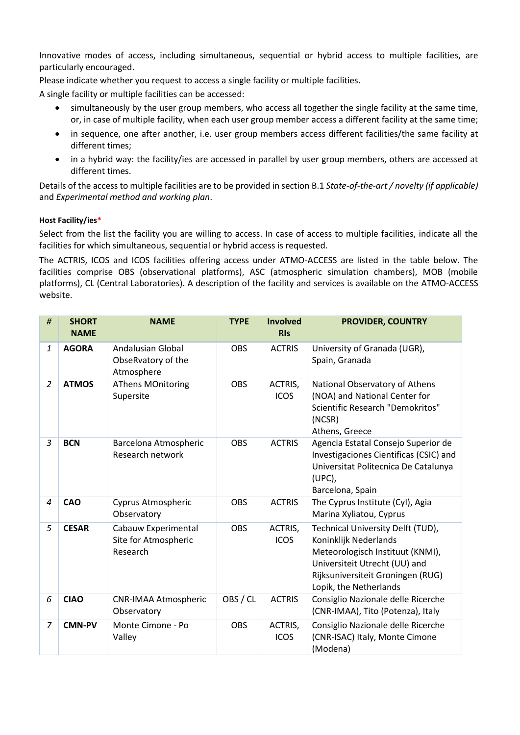Innovative modes of access, including simultaneous, sequential or hybrid access to multiple facilities, are particularly encouraged.

Please indicate whether you request to access a single facility or multiple facilities.

A single facility or multiple facilities can be accessed:

- simultaneously by the user group members, who access all together the single facility at the same time, or, in case of multiple facility, when each user group member access a different facility at the same time;
- in sequence, one after another, i.e. user group members access different facilities/the same facility at different times;
- in a hybrid way: the facility/ies are accessed in parallel by user group members, others are accessed at different times.

Details of the access to multiple facilities are to be provided in section B.1 *State-of-the-art / novelty (if applicable)* and *Experimental method and working plan*.

#### Host Facility/ies*

Select from the list the facility you are willing to access. In case of access to multiple facilities, indicate all the facilities for which simultaneous, sequential or hybrid access is requested.

The ACTRIS, ICOS and ICOS facilities offering access under ATMO-ACCESS are listed in the table below. The facilities comprise OBS (observational platforms), ASC (atmospheric simulation chambers), MOB (mobile platforms), CL (Central Laboratories). A description of the facility and services is available on the ATMO-ACCESS website.

| # | SHORT NAME | NAME | TYPE | Involved RIs | PROVIDER, COUNTRY |
|---|---|---|---|---|---|
| *1* | **AGORA** | Andalusian Global ObseRvatory of the Atmosphere | OBS | ACTRIS | University of Granada (UGR), Spain, Granada |
| *2* | **ATMOS** | AThens MOnitoring Supersite | OBS | ACTRIS, ICOS | National Observatory of Athens (NOA) and National Center for Scientific Research "Demokritos" (NCSR) Athens, Greece |
| *3* | **BCN** | Barcelona Atmospheric Research network | OBS | ACTRIS | Agencia Estatal Consejo Superior de Investigaciones Cientificas (CSIC) and Universitat Politecnica De Catalunya (UPC), Barcelona, Spain |
| *4* | **CAO** | Cyprus Atmospheric Observatory | OBS | ACTRIS | The Cyprus Institute (CyI), Agia Marina Xyliatou, Cyprus |
| *5* | **CESAR** | Cabauw Experimental Site for Atmospheric Research | OBS | ACTRIS, ICOS | Technical University Delft (TUD), Koninklijk Nederlands Meteorologisch Instituut (KNMI), Universiteit Utrecht (UU) and Rijksuniversiteit Groningen (RUG) Lopik, the Netherlands |
| *6* | **CIAO** | CNR-IMAA Atmospheric Observatory | OBS / CL | ACTRIS | Consiglio Nazionale delle Ricerche (CNR-IMAA), Tito (Potenza), Italy |
| *7* | **CMN-PV** | Monte Cimone - Po Valley | OBS | ACTRIS, ICOS | Consiglio Nazionale delle Ricerche (CNR-ISAC) Italy, Monte Cimone (Modena) |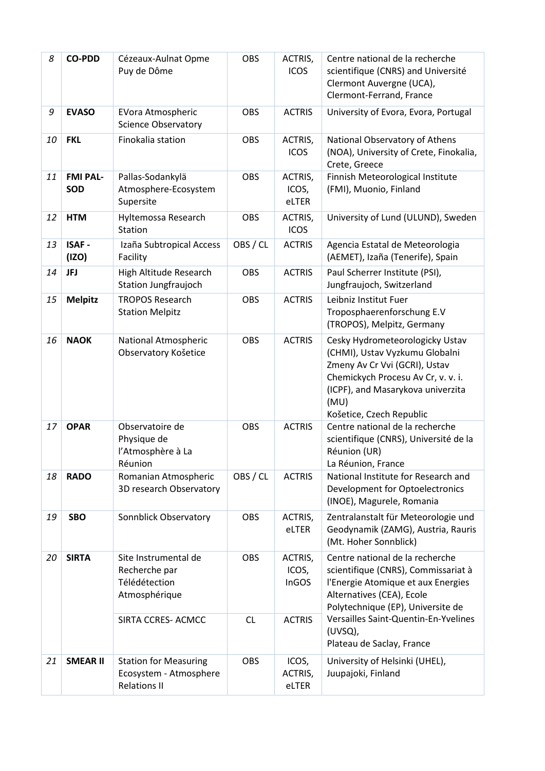| | | | | | |
|---|---|---|---|---|---|
| *8* | **CO-PDD** | Cézeaux-Aulnat Opme Puy de Dôme | OBS | ACTRIS, ICOS | Centre national de la recherche scientifique (CNRS) and Université Clermont Auvergne (UCA), Clermont-Ferrand, France |
| *9* | **EVASO** | EVora Atmospheric Science Observatory | OBS | ACTRIS | University of Evora, Evora, Portugal |
| *10* | **FKL** | Finokalia station | OBS | ACTRIS, ICOS | National Observatory of Athens (NOA), University of Crete, Finokalia, Crete, Greece |
| *11* | **FMI PAL-SOD** | Pallas-Sodankylä Atmosphere-Ecosystem Supersite | OBS | ACTRIS, ICOS, eLTER | Finnish Meteorological Institute (FMI), Muonio, Finland |
| *12* | **HTM** | Hyltemossa Research Station | OBS | ACTRIS, ICOS | University of Lund (ULUND), Sweden |
| *13* | **ISAF - (IZO)** | Izaña Subtropical Access Facility | OBS / CL | ACTRIS | Agencia Estatal de Meteorologia (AEMET), Izaña (Tenerife), Spain |
| *14* | **JFJ** | High Altitude Research Station Jungfraujoch | OBS | ACTRIS | Paul Scherrer Institute (PSI), Jungfraujoch, Switzerland |
| *15* | **Melpitz** | TROPOS Research Station Melpitz | OBS | ACTRIS | Leibniz Institut Fuer Troposphaerenforschung E.V (TROPOS), Melpitz, Germany |
| *16* | **NAOK** | National Atmospheric Observatory Košetice | OBS | ACTRIS | Cesky Hydrometeorologicky Ustav (CHMI), Ustav Vyzkumu Globalni Zmeny Av Cr Vvi (GCRI), Ustav Chemickych Procesu Av Cr, v. v. i. (ICPF), and Masarykova univerzita (MU) Košetice, Czech Republic |
| *17* | **OPAR** | Observatoire de Physique de l'Atmosphère à La Réunion | OBS | ACTRIS | Centre national de la recherche scientifique (CNRS), Université de la Réunion (UR) La Réunion, France |
| *18* | **RADO** | Romanian Atmospheric 3D research Observatory | OBS / CL | ACTRIS | National Institute for Research and Development for Optoelectronics (INOE), Magurele, Romania |
| *19* | **SBO** | Sonnblick Observatory | OBS | ACTRIS, eLTER | Zentralanstalt für Meteorologie und Geodynamik (ZAMG), Austria, Rauris (Mt. Hoher Sonnblick) |
| *20* | **SIRTA** | Site Instrumental de Recherche par Télédétection Atmosphérique | OBS | ACTRIS, ICOS, InGOS | Centre national de la recherche scientifique (CNRS), Commissariat à l'Energie Atomique et aux Energies Alternatives (CEA), Ecole Polytechnique (EP), Universite de Versailles Saint-Quentin-En-Yvelines (UVSQ), Plateau de Saclay, France |
| | | SIRTA CCRES- ACMCC | CL | ACTRIS | |
| *21* | **SMEAR II** | Station for Measuring Ecosystem - Atmosphere Relations II | OBS | ICOS, ACTRIS, eLTER | University of Helsinki (UHEL), Juupajoki, Finland |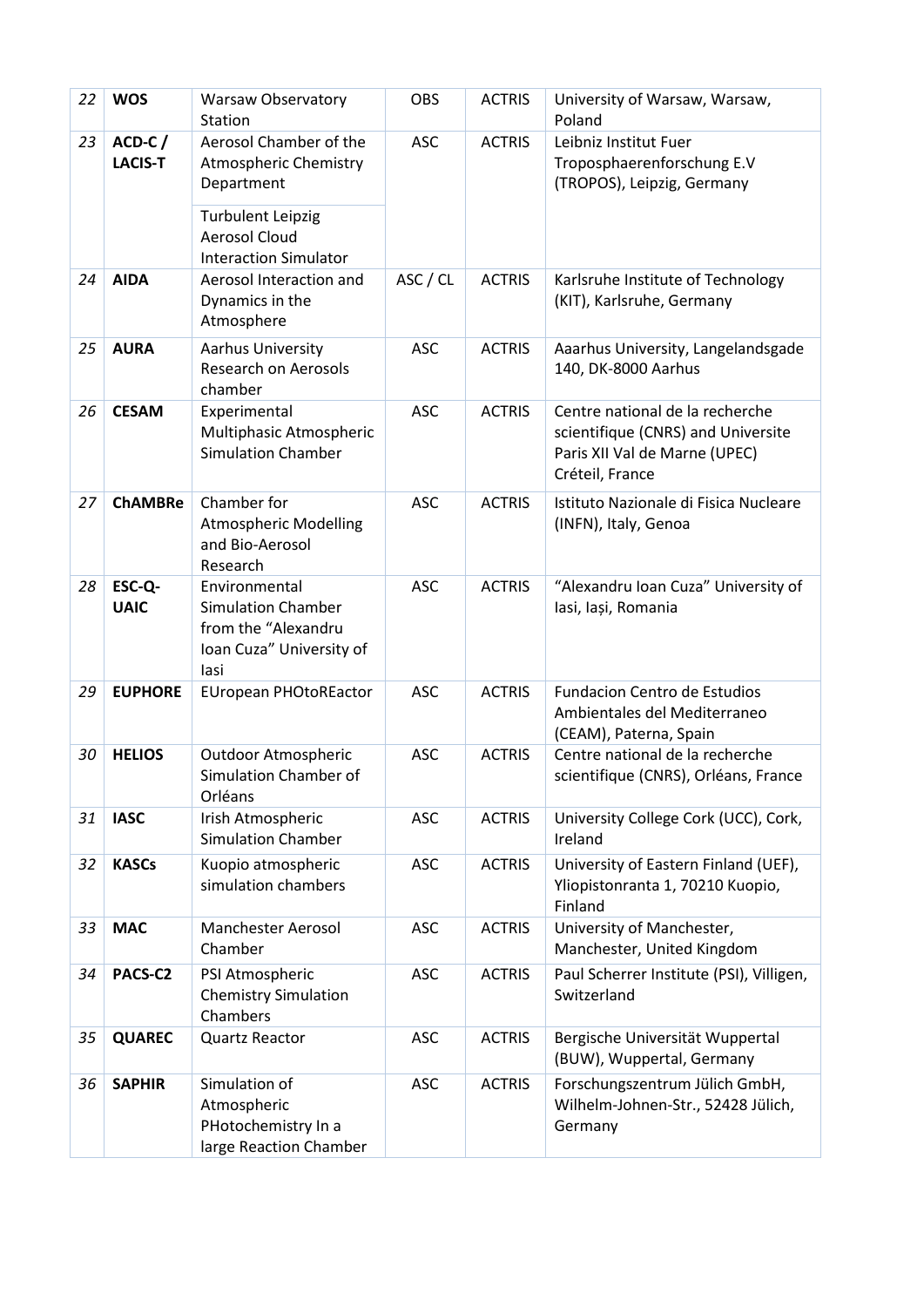| 22 | **WOS** | Warsaw Observatory Station | OBS | ACTRIS | University of Warsaw, Warsaw, Poland |
|---|---|---|---|---|---|
| 23 | **ACD-C / LACIS-T** | Aerosol Chamber of the Atmospheric Chemistry Department<br><br>Turbulent Leipzig Aerosol Cloud Interaction Simulator | ASC | ACTRIS | Leibniz Institut Fuer Troposphaerenforschung E.V (TROPOS), Leipzig, Germany |
| 24 | **AIDA** | Aerosol Interaction and Dynamics in the Atmosphere | ASC / CL | ACTRIS | Karlsruhe Institute of Technology (KIT), Karlsruhe, Germany |
| 25 | **AURA** | Aarhus University Research on Aerosols chamber | ASC | ACTRIS | Aaarhus University, Langelandsgade 140, DK-8000 Aarhus |
| 26 | **CESAM** | Experimental Multiphasic Atmospheric Simulation Chamber | ASC | ACTRIS | Centre national de la recherche scientifique (CNRS) and Universite Paris XII Val de Marne (UPEC) Créteil, France |
| 27 | **ChAMBRe** | Chamber for Atmospheric Modelling and Bio-Aerosol Research | ASC | ACTRIS | Istituto Nazionale di Fisica Nucleare (INFN), Italy, Genoa |
| 28 | **ESC-Q-UAIC** | Environmental Simulation Chamber from the "Alexandru Ioan Cuza" University of Iasi | ASC | ACTRIS | "Alexandru Ioan Cuza" University of Iasi, Iași, Romania |
| 29 | **EUPHORE** | EUropean PHOtoREactor | ASC | ACTRIS | Fundacion Centro de Estudios Ambientales del Mediterraneo (CEAM), Paterna, Spain |
| 30 | **HELIOS** | Outdoor Atmospheric Simulation Chamber of Orléans | ASC | ACTRIS | Centre national de la recherche scientifique (CNRS), Orléans, France |
| 31 | **IASC** | Irish Atmospheric Simulation Chamber | ASC | ACTRIS | University College Cork (UCC), Cork, Ireland |
| 32 | **KASCs** | Kuopio atmospheric simulation chambers | ASC | ACTRIS | University of Eastern Finland (UEF), Yliopistonranta 1, 70210 Kuopio, Finland |
| 33 | **MAC** | Manchester Aerosol Chamber | ASC | ACTRIS | University of Manchester, Manchester, United Kingdom |
| 34 | **PACS-C2** | PSI Atmospheric Chemistry Simulation Chambers | ASC | ACTRIS | Paul Scherrer Institute (PSI), Villigen, Switzerland |
| 35 | **QUAREC** | Quartz Reactor | ASC | ACTRIS | Bergische Universität Wuppertal (BUW), Wuppertal, Germany |
| 36 | **SAPHIR** | Simulation of Atmospheric PHotochemistry In a large Reaction Chamber | ASC | ACTRIS | Forschungszentrum Jülich GmbH, Wilhelm-Johnen-Str., 52428 Jülich, Germany |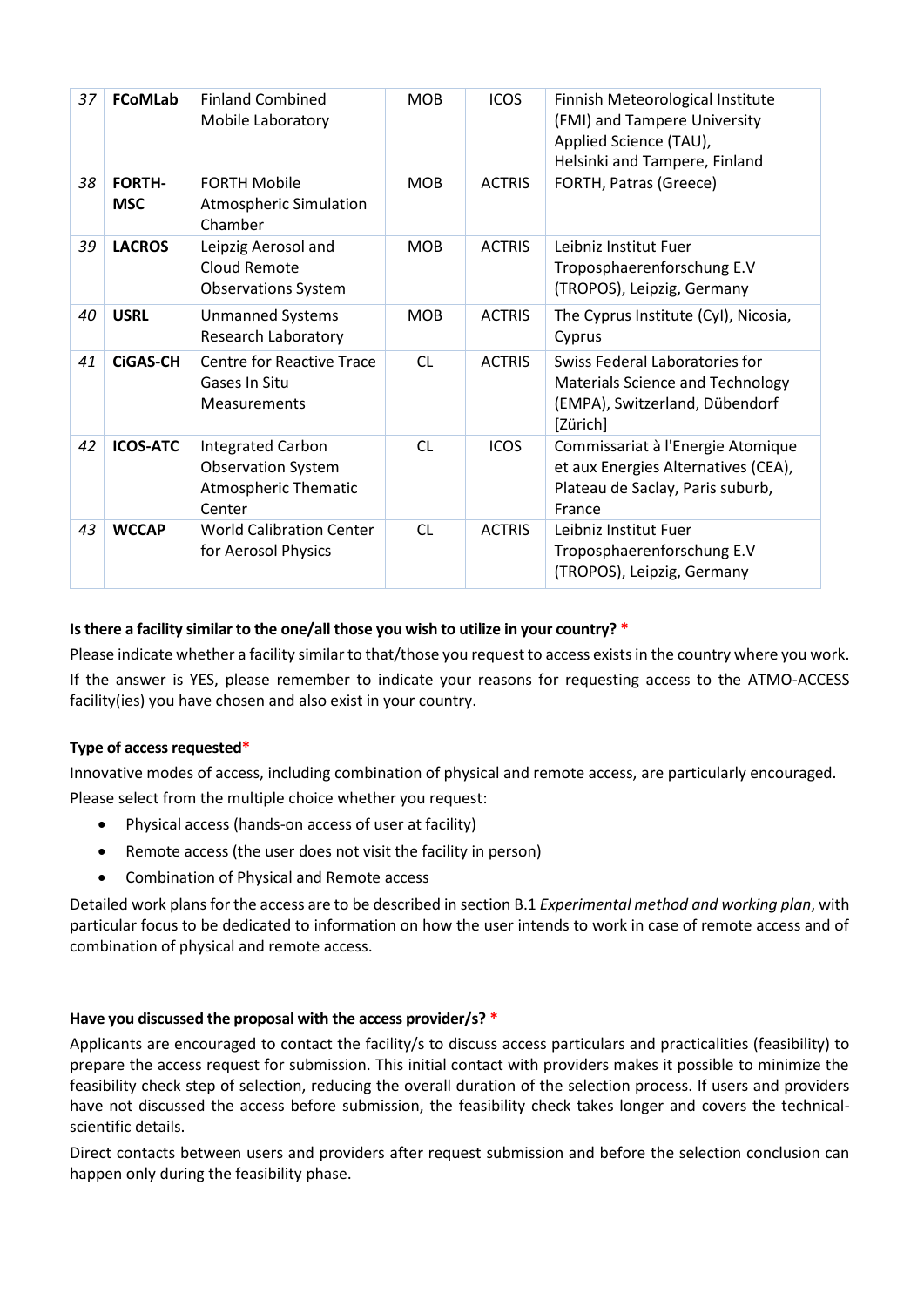| | | | | | |
|---|---|---|---|---|---|
| *37* | **FCoMLab** | Finland Combined Mobile Laboratory | MOB | ICOS | Finnish Meteorological Institute (FMI) and Tampere University Applied Science (TAU), Helsinki and Tampere, Finland |
| *38* | **FORTH-MSC** | FORTH Mobile Atmospheric Simulation Chamber | MOB | ACTRIS | FORTH, Patras (Greece) |
| *39* | **LACROS** | Leipzig Aerosol and Cloud Remote Observations System | MOB | ACTRIS | Leibniz Institut Fuer Troposphaerenforschung E.V (TROPOS), Leipzig, Germany |
| *40* | **USRL** | Unmanned Systems Research Laboratory | MOB | ACTRIS | The Cyprus Institute (CyI), Nicosia, Cyprus |
| *41* | **CiGAS-CH** | Centre for Reactive Trace Gases In Situ Measurements | CL | ACTRIS | Swiss Federal Laboratories for Materials Science and Technology (EMPA), Switzerland, Dübendorf [Zürich] |
| *42* | **ICOS-ATC** | Integrated Carbon Observation System Atmospheric Thematic Center | CL | ICOS | Commissariat à l'Energie Atomique et aux Energies Alternatives (CEA), Plateau de Saclay, Paris suburb, France |
| *43* | **WCCAP** | World Calibration Center for Aerosol Physics | CL | ACTRIS | Leibniz Institut Fuer Troposphaerenforschung E.V (TROPOS), Leipzig, Germany |

**Is there a facility similar to the one/all those you wish to utilize in your country? ***

Please indicate whether a facility similar to that/those you request to access exists in the country where you work. If the answer is YES, please remember to indicate your reasons for requesting access to the ATMO-ACCESS facility(ies) you have chosen and also exist in your country.

**Type of access requested***

Innovative modes of access, including combination of physical and remote access, are particularly encouraged. Please select from the multiple choice whether you request:

- Physical access (hands-on access of user at facility)
- Remote access (the user does not visit the facility in person)
- Combination of Physical and Remote access

Detailed work plans for the access are to be described in section B.1 *Experimental method and working plan*, with particular focus to be dedicated to information on how the user intends to work in case of remote access and of combination of physical and remote access.

**Have you discussed the proposal with the access provider/s? ***

Applicants are encouraged to contact the facility/s to discuss access particulars and practicalities (feasibility) to prepare the access request for submission. This initial contact with providers makes it possible to minimize the feasibility check step of selection, reducing the overall duration of the selection process. If users and providers have not discussed the access before submission, the feasibility check takes longer and covers the technical-scientific details.

Direct contacts between users and providers after request submission and before the selection conclusion can happen only during the feasibility phase.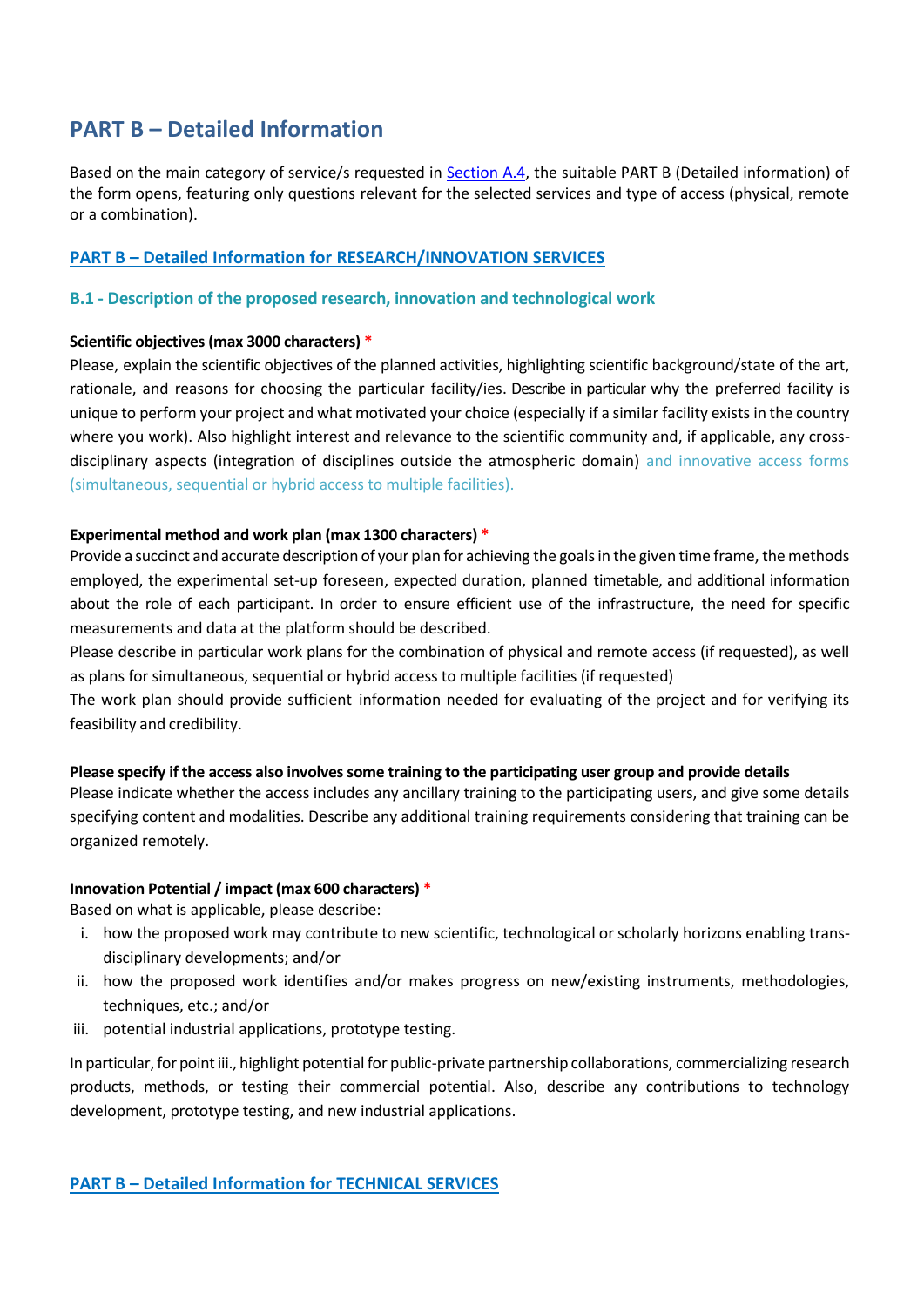# PART B – Detailed Information

Based on the main category of service/s requested in Section A.4, the suitable PART B (Detailed information) of the form opens, featuring only questions relevant for the selected services and type of access (physical, remote or a combination).

## PART B – Detailed Information for RESEARCH/INNOVATION SERVICES

### B.1 - Description of the proposed research, innovation and technological work

**Scientific objectives (max 3000 characters)** *

Please, explain the scientific objectives of the planned activities, highlighting scientific background/state of the art, rationale, and reasons for choosing the particular facility/ies. Describe in particular why the preferred facility is unique to perform your project and what motivated your choice (especially if a similar facility exists in the country where you work). Also highlight interest and relevance to the scientific community and, if applicable, any cross-disciplinary aspects (integration of disciplines outside the atmospheric domain) and innovative access forms (simultaneous, sequential or hybrid access to multiple facilities).

**Experimental method and work plan (max 1300 characters)** *

Provide a succinct and accurate description of your plan for achieving the goals in the given time frame, the methods employed, the experimental set-up foreseen, expected duration, planned timetable, and additional information about the role of each participant. In order to ensure efficient use of the infrastructure, the need for specific measurements and data at the platform should be described.

Please describe in particular work plans for the combination of physical and remote access (if requested), as well as plans for simultaneous, sequential or hybrid access to multiple facilities (if requested)

The work plan should provide sufficient information needed for evaluating of the project and for verifying its feasibility and credibility.

**Please specify if the access also involves some training to the participating user group and provide details**

Please indicate whether the access includes any ancillary training to the participating users, and give some details specifying content and modalities. Describe any additional training requirements considering that training can be organized remotely.

**Innovation Potential / impact (max 600 characters)** *

Based on what is applicable, please describe:

i. how the proposed work may contribute to new scientific, technological or scholarly horizons enabling trans-disciplinary developments; and/or
ii. how the proposed work identifies and/or makes progress on new/existing instruments, methodologies, techniques, etc.; and/or
iii. potential industrial applications, prototype testing.

In particular, for point iii., highlight potential for public-private partnership collaborations, commercializing research products, methods, or testing their commercial potential. Also, describe any contributions to technology development, prototype testing, and new industrial applications.

## PART B – Detailed Information for TECHNICAL SERVICES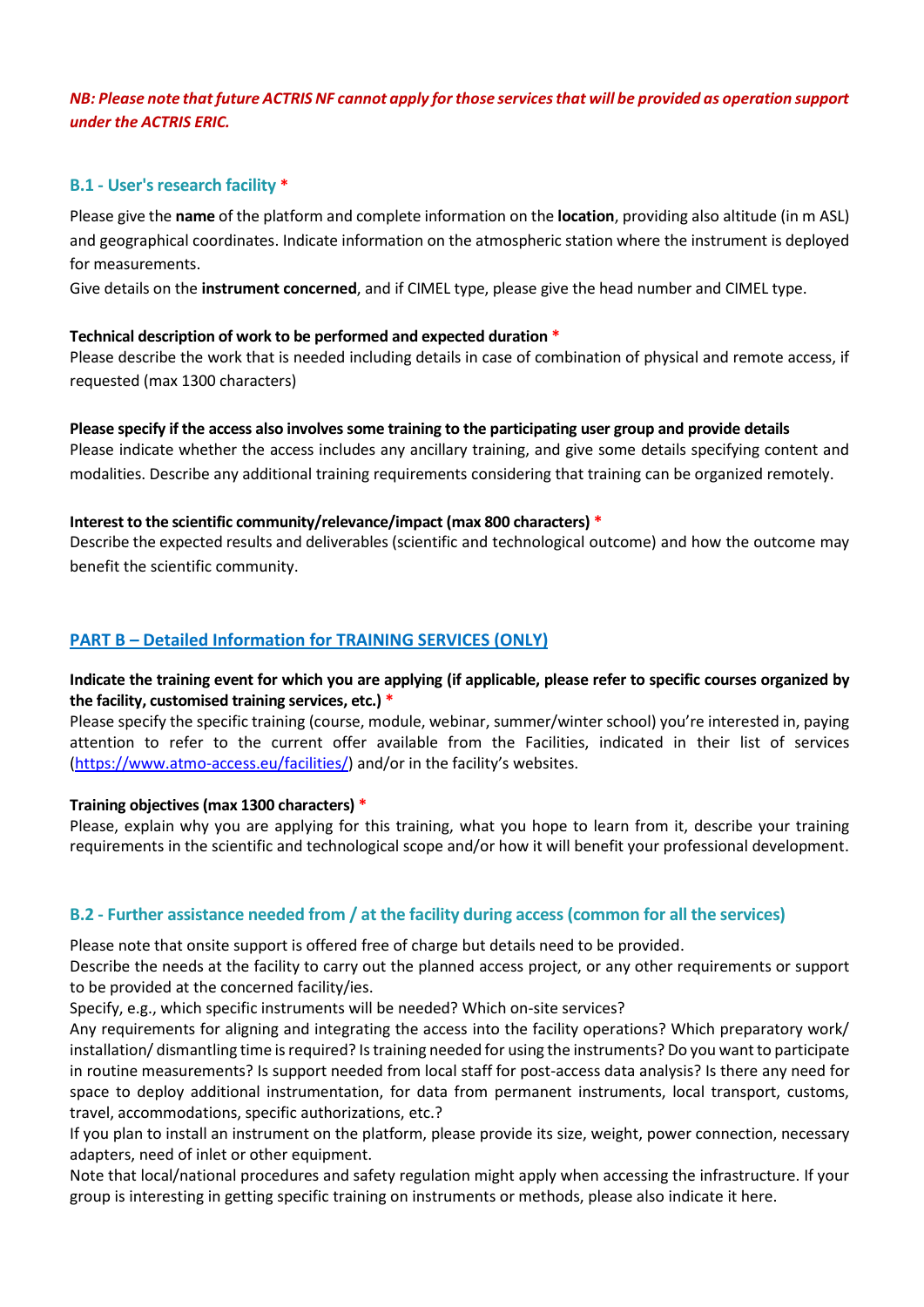***NB: Please note that future ACTRIS NF cannot apply for those services that will be provided as operation support under the ACTRIS ERIC.***

### B.1 - User's research facility *

Please give the **name** of the platform and complete information on the **location**, providing also altitude (in m ASL) and geographical coordinates. Indicate information on the atmospheric station where the instrument is deployed for measurements.
Give details on the **instrument concerned**, and if CIMEL type, please give the head number and CIMEL type.

**Technical description of work to be performed and expected duration** *
Please describe the work that is needed including details in case of combination of physical and remote access, if requested (max 1300 characters)

**Please specify if the access also involves some training to the participating user group and provide details**
Please indicate whether the access includes any ancillary training, and give some details specifying content and modalities. Describe any additional training requirements considering that training can be organized remotely.

**Interest to the scientific community/relevance/impact (max 800 characters)** *
Describe the expected results and deliverables (scientific and technological outcome) and how the outcome may benefit the scientific community.

## PART B – Detailed Information for TRAINING SERVICES (ONLY)

**Indicate the training event for which you are applying (if applicable, please refer to specific courses organized by the facility, customised training services, etc.)** *
Please specify the specific training (course, module, webinar, summer/winter school) you're interested in, paying attention to refer to the current offer available from the Facilities, indicated in their list of services (https://www.atmo-access.eu/facilities/) and/or in the facility's websites.

**Training objectives (max 1300 characters)** *
Please, explain why you are applying for this training, what you hope to learn from it, describe your training requirements in the scientific and technological scope and/or how it will benefit your professional development.

### B.2 - Further assistance needed from / at the facility during access (common for all the services)

Please note that onsite support is offered free of charge but details need to be provided.
Describe the needs at the facility to carry out the planned access project, or any other requirements or support to be provided at the concerned facility/ies.
Specify, e.g., which specific instruments will be needed? Which on-site services?
Any requirements for aligning and integrating the access into the facility operations? Which preparatory work/ installation/ dismantling time is required? Is training needed for using the instruments? Do you want to participate in routine measurements? Is support needed from local staff for post-access data analysis? Is there any need for space to deploy additional instrumentation, for data from permanent instruments, local transport, customs, travel, accommodations, specific authorizations, etc.?
If you plan to install an instrument on the platform, please provide its size, weight, power connection, necessary adapters, need of inlet or other equipment.
Note that local/national procedures and safety regulation might apply when accessing the infrastructure. If your group is interesting in getting specific training on instruments or methods, please also indicate it here.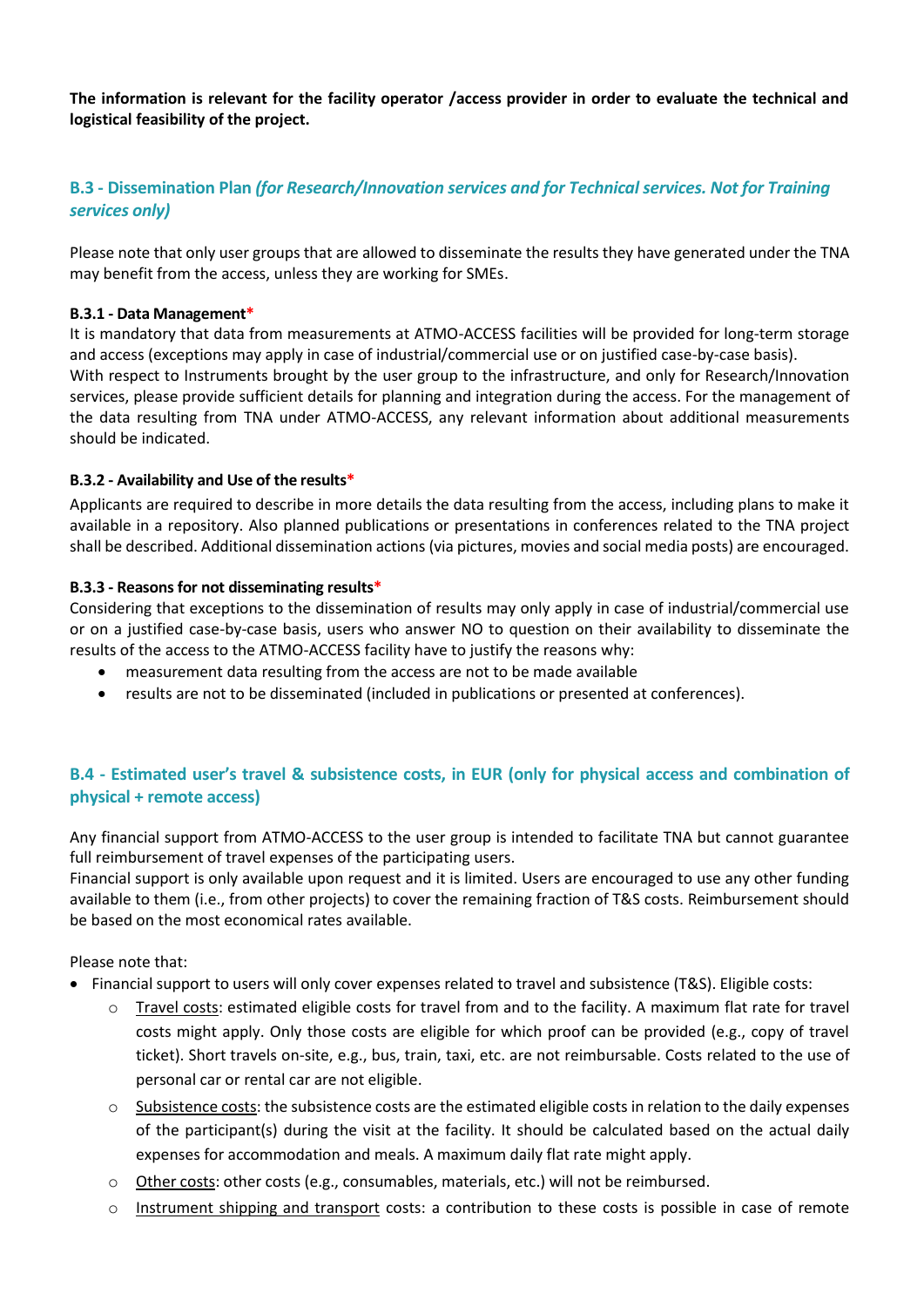**The information is relevant for the facility operator /access provider in order to evaluate the technical and logistical feasibility of the project.**

## B.3 - Dissemination Plan *(for Research/Innovation services and for Technical services. Not for Training services only)*

Please note that only user groups that are allowed to disseminate the results they have generated under the TNA may benefit from the access, unless they are working for SMEs.

**B.3.1 - Data Management***

It is mandatory that data from measurements at ATMO-ACCESS facilities will be provided for long-term storage and access (exceptions may apply in case of industrial/commercial use or on justified case-by-case basis).
With respect to Instruments brought by the user group to the infrastructure, and only for Research/Innovation services, please provide sufficient details for planning and integration during the access. For the management of the data resulting from TNA under ATMO-ACCESS, any relevant information about additional measurements should be indicated.

**B.3.2 - Availability and Use of the results***

Applicants are required to describe in more details the data resulting from the access, including plans to make it available in a repository. Also planned publications or presentations in conferences related to the TNA project shall be described. Additional dissemination actions (via pictures, movies and social media posts) are encouraged.

**B.3.3 - Reasons for not disseminating results***

Considering that exceptions to the dissemination of results may only apply in case of industrial/commercial use or on a justified case-by-case basis, users who answer NO to question on their availability to disseminate the results of the access to the ATMO-ACCESS facility have to justify the reasons why:

- measurement data resulting from the access are not to be made available
- results are not to be disseminated (included in publications or presented at conferences).

## B.4 - Estimated user's travel & subsistence costs, in EUR (only for physical access and combination of physical + remote access)

Any financial support from ATMO-ACCESS to the user group is intended to facilitate TNA but cannot guarantee full reimbursement of travel expenses of the participating users.
Financial support is only available upon request and it is limited. Users are encouraged to use any other funding available to them (i.e., from other projects) to cover the remaining fraction of T&S costs. Reimbursement should be based on the most economical rates available.

Please note that:

- Financial support to users will only cover expenses related to travel and subsistence (T&S). Eligible costs:
    - Travel costs: estimated eligible costs for travel from and to the facility. A maximum flat rate for travel costs might apply. Only those costs are eligible for which proof can be provided (e.g., copy of travel ticket). Short travels on-site, e.g., bus, train, taxi, etc. are not reimbursable. Costs related to the use of personal car or rental car are not eligible.
    - Subsistence costs: the subsistence costs are the estimated eligible costs in relation to the daily expenses of the participant(s) during the visit at the facility. It should be calculated based on the actual daily expenses for accommodation and meals. A maximum daily flat rate might apply.
    - Other costs: other costs (e.g., consumables, materials, etc.) will not be reimbursed.
    - Instrument shipping and transport costs: a contribution to these costs is possible in case of remote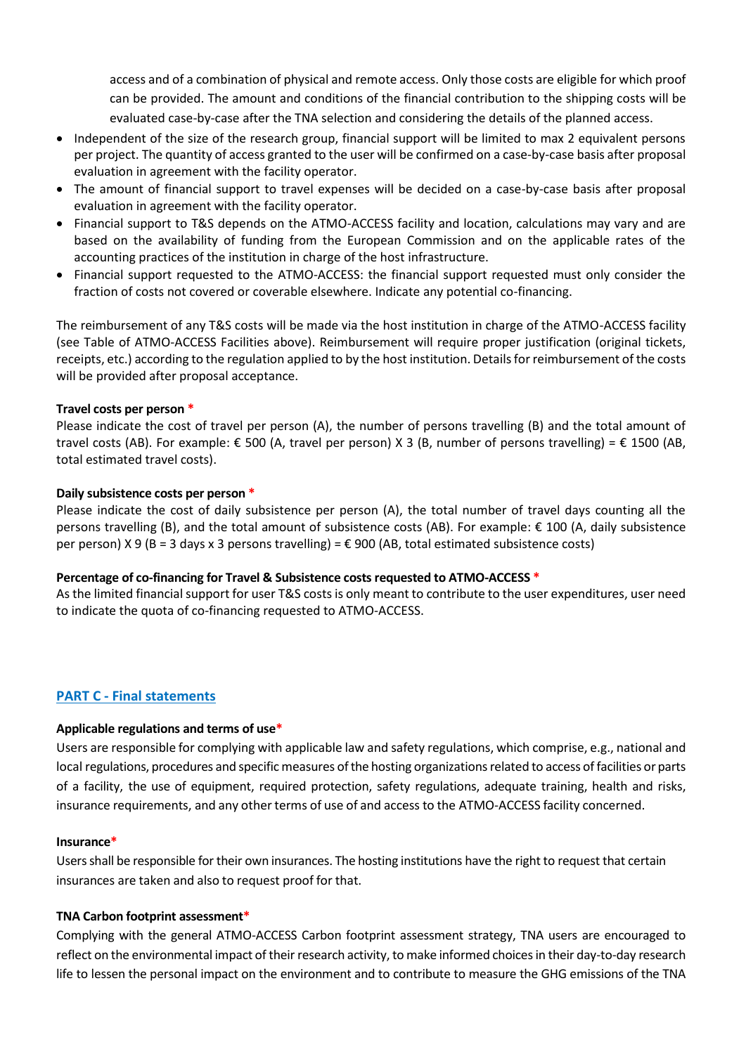access and of a combination of physical and remote access. Only those costs are eligible for which proof can be provided. The amount and conditions of the financial contribution to the shipping costs will be evaluated case-by-case after the TNA selection and considering the details of the planned access.

- Independent of the size of the research group, financial support will be limited to max 2 equivalent persons per project. The quantity of access granted to the user will be confirmed on a case-by-case basis after proposal evaluation in agreement with the facility operator.
- The amount of financial support to travel expenses will be decided on a case-by-case basis after proposal evaluation in agreement with the facility operator.
- Financial support to T&S depends on the ATMO-ACCESS facility and location, calculations may vary and are based on the availability of funding from the European Commission and on the applicable rates of the accounting practices of the institution in charge of the host infrastructure.
- Financial support requested to the ATMO-ACCESS: the financial support requested must only consider the fraction of costs not covered or coverable elsewhere. Indicate any potential co-financing.

The reimbursement of any T&S costs will be made via the host institution in charge of the ATMO-ACCESS facility (see Table of ATMO-ACCESS Facilities above). Reimbursement will require proper justification (original tickets, receipts, etc.) according to the regulation applied to by the host institution. Details for reimbursement of the costs will be provided after proposal acceptance.

**Travel costs per person ***
Please indicate the cost of travel per person (A), the number of persons travelling (B) and the total amount of travel costs (AB). For example: € 500 (A, travel per person) X 3 (B, number of persons travelling) = € 1500 (AB, total estimated travel costs).

**Daily subsistence costs per person ***
Please indicate the cost of daily subsistence per person (A), the total number of travel days counting all the persons travelling (B), and the total amount of subsistence costs (AB). For example: € 100 (A, daily subsistence per person) X 9 (B = 3 days x 3 persons travelling) = € 900 (AB, total estimated subsistence costs)

**Percentage of co-financing for Travel & Subsistence costs requested to ATMO-ACCESS ***
As the limited financial support for user T&S costs is only meant to contribute to the user expenditures, user need to indicate the quota of co-financing requested to ATMO-ACCESS.

## PART C - Final statements

**Applicable regulations and terms of use***
Users are responsible for complying with applicable law and safety regulations, which comprise, e.g., national and local regulations, procedures and specific measures of the hosting organizations related to access of facilities or parts of a facility, the use of equipment, required protection, safety regulations, adequate training, health and risks, insurance requirements, and any other terms of use of and access to the ATMO-ACCESS facility concerned.

**Insurance***
Users shall be responsible for their own insurances. The hosting institutions have the right to request that certain insurances are taken and also to request proof for that.

**TNA Carbon footprint assessment***
Complying with the general ATMO-ACCESS Carbon footprint assessment strategy, TNA users are encouraged to reflect on the environmental impact of their research activity, to make informed choices in their day-to-day research life to lessen the personal impact on the environment and to contribute to measure the GHG emissions of the TNA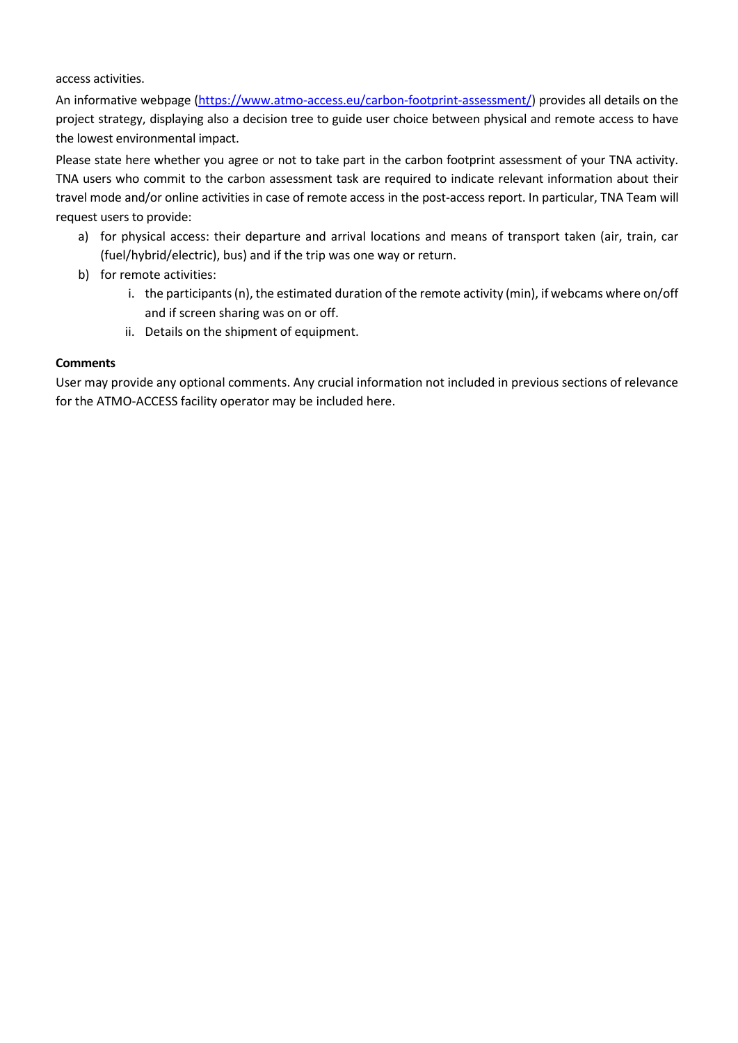access activities.

An informative webpage ([https://www.atmo-access.eu/carbon-footprint-assessment/](https://www.atmo-access.eu/carbon-footprint-assessment/)) provides all details on the project strategy, displaying also a decision tree to guide user choice between physical and remote access to have the lowest environmental impact.

Please state here whether you agree or not to take part in the carbon footprint assessment of your TNA activity. TNA users who commit to the carbon assessment task are required to indicate relevant information about their travel mode and/or online activities in case of remote access in the post-access report. In particular, TNA Team will request users to provide:

a) for physical access: their departure and arrival locations and means of transport taken (air, train, car (fuel/hybrid/electric), bus) and if the trip was one way or return.
b) for remote activities:
    i. the participants (n), the estimated duration of the remote activity (min), if webcams where on/off and if screen sharing was on or off.
    ii. Details on the shipment of equipment.

**Comments**

User may provide any optional comments. Any crucial information not included in previous sections of relevance for the ATMO-ACCESS facility operator may be included here.